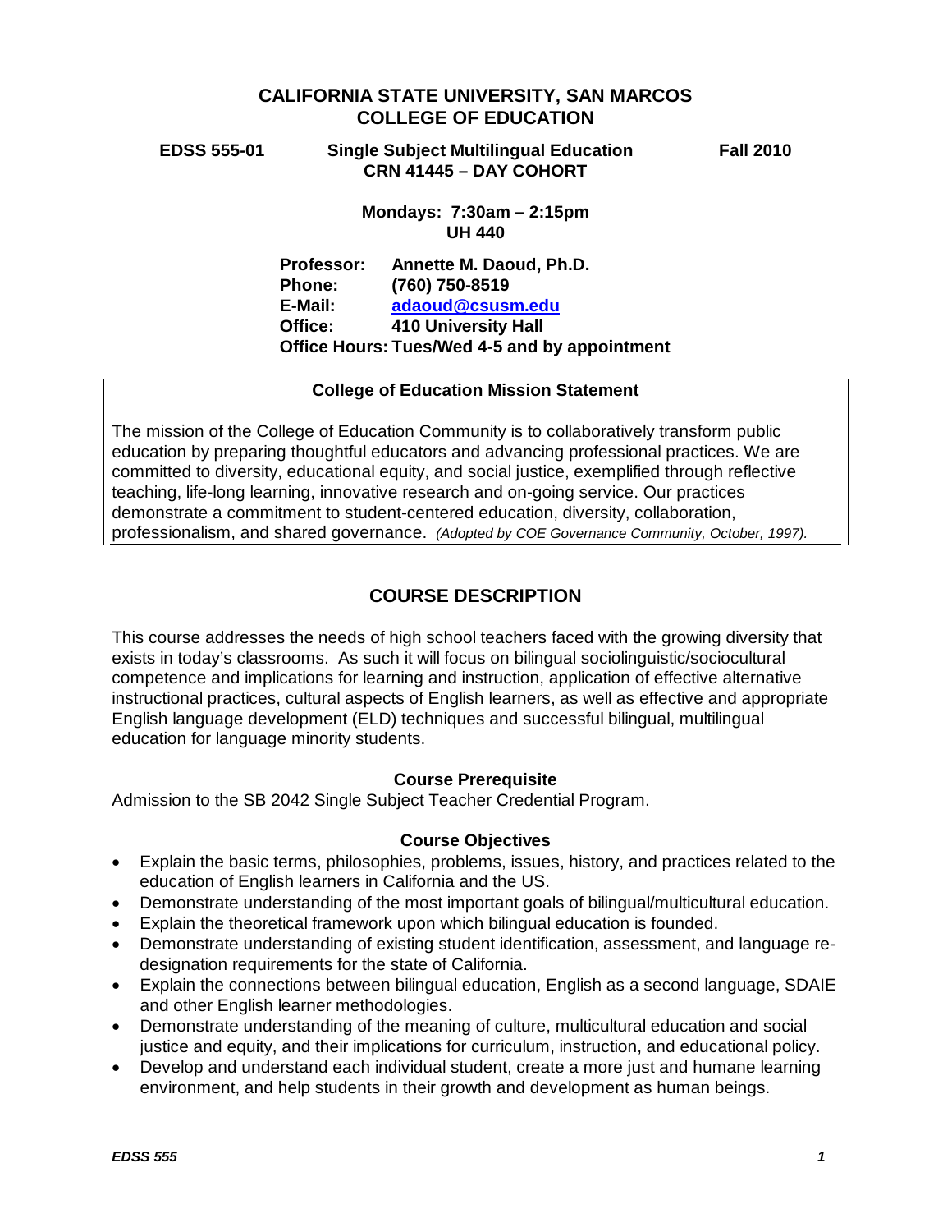# CALIFORNIA STATE UNIVERSITY, SAN MARCOS
# COLLEGE OF EDUCATION

**EDSS 555-01 Single Subject Multilingual Education Fall 2010**
**CRN 41445 – DAY COHORT**

**Mondays: 7:30am – 2:15pm**
**UH 440**

**Professor:** Annette M. Daoud, Ph.D.
**Phone:** (760) 750-8519
**E-Mail:** [adaoud@csusm.edu](mailto:adaoud@csusm.edu)
**Office:** 410 University Hall
**Office Hours:** Tues/Wed 4-5 and by appointment

**College of Education Mission Statement**

The mission of the College of Education Community is to collaboratively transform public education by preparing thoughtful educators and advancing professional practices. We are committed to diversity, educational equity, and social justice, exemplified through reflective teaching, life-long learning, innovative research and on-going service. Our practices demonstrate a commitment to student-centered education, diversity, collaboration, professionalism, and shared governance. *(Adopted by COE Governance Community, October, 1997).*

## COURSE DESCRIPTION

This course addresses the needs of high school teachers faced with the growing diversity that exists in today's classrooms. As such it will focus on bilingual sociolinguistic/sociocultural competence and implications for learning and instruction, application of effective alternative instructional practices, cultural aspects of English learners, as well as effective and appropriate English language development (ELD) techniques and successful bilingual, multilingual education for language minority students.

### Course Prerequisite

Admission to the SB 2042 Single Subject Teacher Credential Program.

### Course Objectives

- Explain the basic terms, philosophies, problems, issues, history, and practices related to the education of English learners in California and the US.
- Demonstrate understanding of the most important goals of bilingual/multicultural education.
- Explain the theoretical framework upon which bilingual education is founded.
- Demonstrate understanding of existing student identification, assessment, and language re-designation requirements for the state of California.
- Explain the connections between bilingual education, English as a second language, SDAIE and other English learner methodologies.
- Demonstrate understanding of the meaning of culture, multicultural education and social justice and equity, and their implications for curriculum, instruction, and educational policy.
- Develop and understand each individual student, create a more just and humane learning environment, and help students in their growth and development as human beings.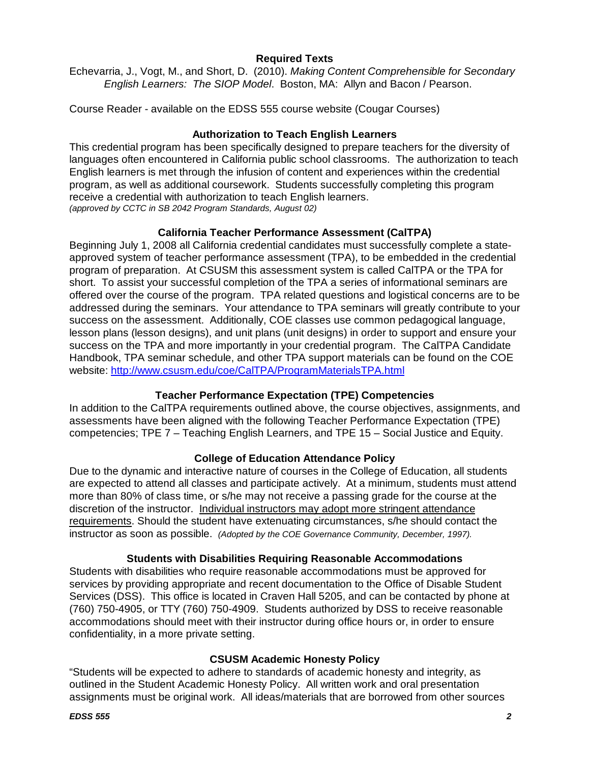## Required Texts

Echevarria, J., Vogt, M., and Short, D. (2010). *Making Content Comprehensible for Secondary English Learners: The SIOP Model*. Boston, MA: Allyn and Bacon / Pearson.

Course Reader - available on the EDSS 555 course website (Cougar Courses)

## Authorization to Teach English Learners

This credential program has been specifically designed to prepare teachers for the diversity of languages often encountered in California public school classrooms. The authorization to teach English learners is met through the infusion of content and experiences within the credential program, as well as additional coursework. Students successfully completing this program receive a credential with authorization to teach English learners.
*(approved by CCTC in SB 2042 Program Standards, August 02)*

## California Teacher Performance Assessment (CalTPA)

Beginning July 1, 2008 all California credential candidates must successfully complete a state-approved system of teacher performance assessment (TPA), to be embedded in the credential program of preparation. At CSUSM this assessment system is called CalTPA or the TPA for short. To assist your successful completion of the TPA a series of informational seminars are offered over the course of the program. TPA related questions and logistical concerns are to be addressed during the seminars. Your attendance to TPA seminars will greatly contribute to your success on the assessment. Additionally, COE classes use common pedagogical language, lesson plans (lesson designs), and unit plans (unit designs) in order to support and ensure your success on the TPA and more importantly in your credential program. The CalTPA Candidate Handbook, TPA seminar schedule, and other TPA support materials can be found on the COE website: [http://www.csusm.edu/coe/CalTPA/ProgramMaterialsTPA.html](http://www.csusm.edu/coe/CalTPA/ProgramMaterialsTPA.html)

## Teacher Performance Expectation (TPE) Competencies

In addition to the CalTPA requirements outlined above, the course objectives, assignments, and assessments have been aligned with the following Teacher Performance Expectation (TPE) competencies; TPE 7 – Teaching English Learners, and TPE 15 – Social Justice and Equity.

## College of Education Attendance Policy

Due to the dynamic and interactive nature of courses in the College of Education, all students are expected to attend all classes and participate actively. At a minimum, students must attend more than 80% of class time, or s/he may not receive a passing grade for the course at the discretion of the instructor. Individual instructors may adopt more stringent attendance requirements. Should the student have extenuating circumstances, s/he should contact the instructor as soon as possible. *(Adopted by the COE Governance Community, December, 1997).*

## Students with Disabilities Requiring Reasonable Accommodations

Students with disabilities who require reasonable accommodations must be approved for services by providing appropriate and recent documentation to the Office of Disable Student Services (DSS). This office is located in Craven Hall 5205, and can be contacted by phone at (760) 750-4905, or TTY (760) 750-4909. Students authorized by DSS to receive reasonable accommodations should meet with their instructor during office hours or, in order to ensure confidentiality, in a more private setting.

## CSUSM Academic Honesty Policy

"Students will be expected to adhere to standards of academic honesty and integrity, as outlined in the Student Academic Honesty Policy. All written work and oral presentation assignments must be original work. All ideas/materials that are borrowed from other sources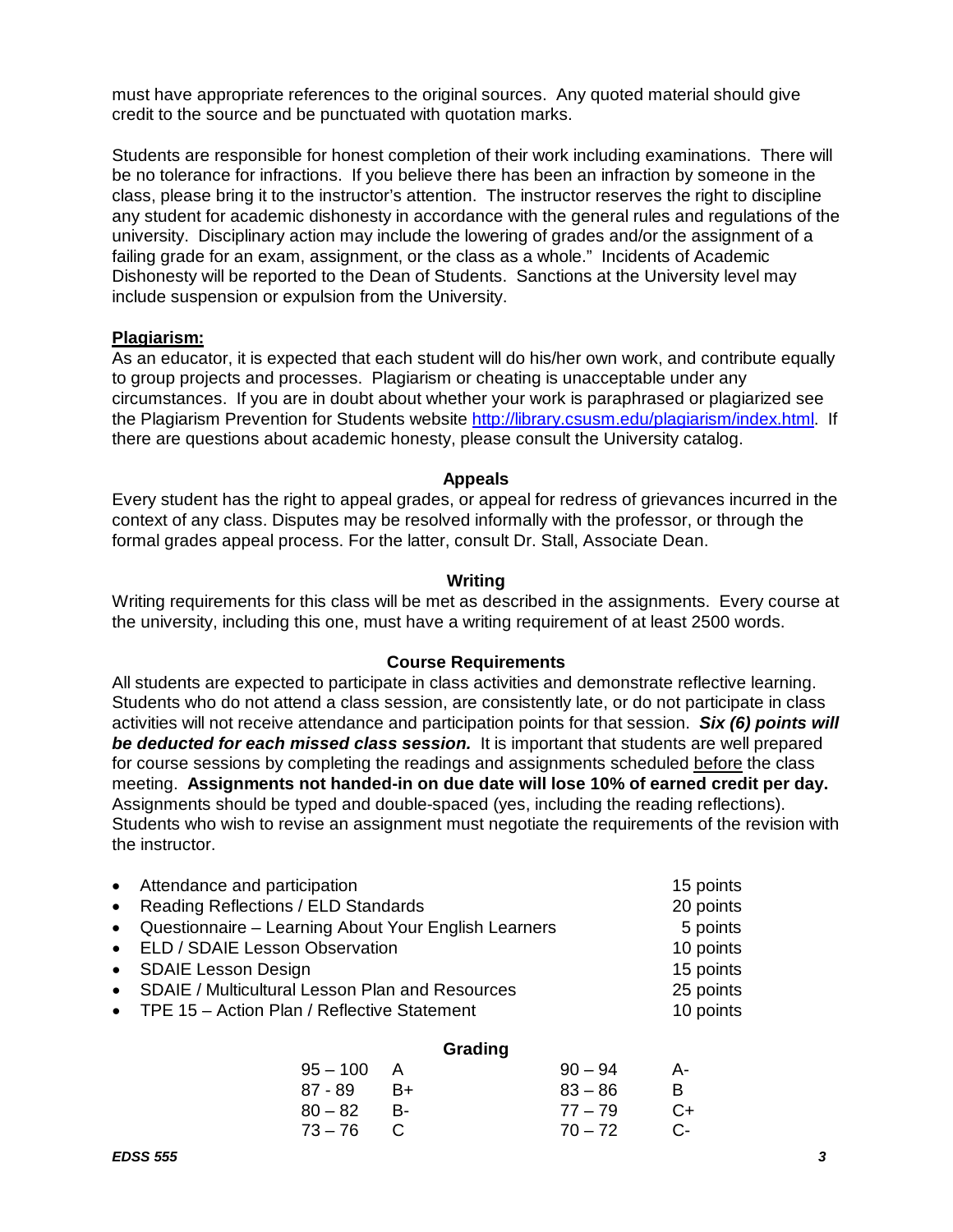must have appropriate references to the original sources. Any quoted material should give credit to the source and be punctuated with quotation marks.

Students are responsible for honest completion of their work including examinations. There will be no tolerance for infractions. If you believe there has been an infraction by someone in the class, please bring it to the instructor's attention. The instructor reserves the right to discipline any student for academic dishonesty in accordance with the general rules and regulations of the university. Disciplinary action may include the lowering of grades and/or the assignment of a failing grade for an exam, assignment, or the class as a whole." Incidents of Academic Dishonesty will be reported to the Dean of Students. Sanctions at the University level may include suspension or expulsion from the University.

**Plagiarism:**

As an educator, it is expected that each student will do his/her own work, and contribute equally to group projects and processes. Plagiarism or cheating is unacceptable under any circumstances. If you are in doubt about whether your work is paraphrased or plagiarized see the Plagiarism Prevention for Students website http://library.csusm.edu/plagiarism/index.html. If there are questions about academic honesty, please consult the University catalog.

## Appeals

Every student has the right to appeal grades, or appeal for redress of grievances incurred in the context of any class. Disputes may be resolved informally with the professor, or through the formal grades appeal process. For the latter, consult Dr. Stall, Associate Dean.

## Writing

Writing requirements for this class will be met as described in the assignments. Every course at the university, including this one, must have a writing requirement of at least 2500 words.

## Course Requirements

All students are expected to participate in class activities and demonstrate reflective learning. Students who do not attend a class session, are consistently late, or do not participate in class activities will not receive attendance and participation points for that session. ***Six (6) points will be deducted for each missed class session.*** It is important that students are well prepared for course sessions by completing the readings and assignments scheduled before the class meeting. **Assignments not handed-in on due date will lose 10% of earned credit per day.** Assignments should be typed and double-spaced (yes, including the reading reflections). Students who wish to revise an assignment must negotiate the requirements of the revision with the instructor.

- Attendance and participation — 15 points
- Reading Reflections / ELD Standards — 20 points
- Questionnaire – Learning About Your English Learners — 5 points
- ELD / SDAIE Lesson Observation — 10 points
- SDAIE Lesson Design — 15 points
- SDAIE / Multicultural Lesson Plan and Resources — 25 points
- TPE 15 – Action Plan / Reflective Statement — 10 points

## Grading

| Range | Grade | Range | Grade |
|---|---|---|---|
| 95 – 100 | A | 90 – 94 | A- |
| 87 - 89 | B+ | 83 – 86 | B |
| 80 – 82 | B- | 77 – 79 | C+ |
| 73 – 76 | C | 70 – 72 | C- |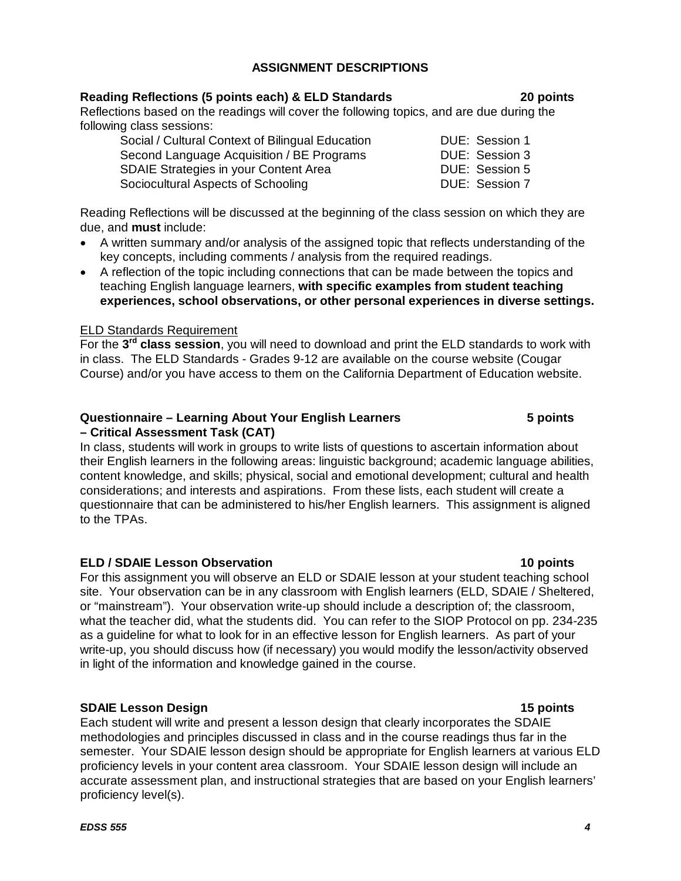## ASSIGNMENT DESCRIPTIONS

**Reading Reflections (5 points each) & ELD Standards — 20 points**

Reflections based on the readings will cover the following topics, and are due during the following class sessions:

| Topic | Due |
|---|---|
| Social / Cultural Context of Bilingual Education | DUE: Session 1 |
| Second Language Acquisition / BE Programs | DUE: Session 3 |
| SDAIE Strategies in your Content Area | DUE: Session 5 |
| Sociocultural Aspects of Schooling | DUE: Session 7 |

Reading Reflections will be discussed at the beginning of the class session on which they are due, and **must** include:

- A written summary and/or analysis of the assigned topic that reflects understanding of the key concepts, including comments / analysis from the required readings.
- A reflection of the topic including connections that can be made between the topics and teaching English language learners, **with specific examples from student teaching experiences, school observations, or other personal experiences in diverse settings.**

<u>ELD Standards Requirement</u>

For the **3rd class session**, you will need to download and print the ELD standards to work with in class. The ELD Standards - Grades 9-12 are available on the course website (Cougar Course) and/or you have access to them on the California Department of Education website.

**Questionnaire – Learning About Your English Learners – Critical Assessment Task (CAT) — 5 points**

In class, students will work in groups to write lists of questions to ascertain information about their English learners in the following areas: linguistic background; academic language abilities, content knowledge, and skills; physical, social and emotional development; cultural and health considerations; and interests and aspirations. From these lists, each student will create a questionnaire that can be administered to his/her English learners. This assignment is aligned to the TPAs.

**ELD / SDAIE Lesson Observation — 10 points**

For this assignment you will observe an ELD or SDAIE lesson at your student teaching school site. Your observation can be in any classroom with English learners (ELD, SDAIE / Sheltered, or "mainstream"). Your observation write-up should include a description of; the classroom, what the teacher did, what the students did. You can refer to the SIOP Protocol on pp. 234-235 as a guideline for what to look for in an effective lesson for English learners. As part of your write-up, you should discuss how (if necessary) you would modify the lesson/activity observed in light of the information and knowledge gained in the course.

**SDAIE Lesson Design — 15 points**

Each student will write and present a lesson design that clearly incorporates the SDAIE methodologies and principles discussed in class and in the course readings thus far in the semester. Your SDAIE lesson design should be appropriate for English learners at various ELD proficiency levels in your content area classroom. Your SDAIE lesson design will include an accurate assessment plan, and instructional strategies that are based on your English learners' proficiency level(s).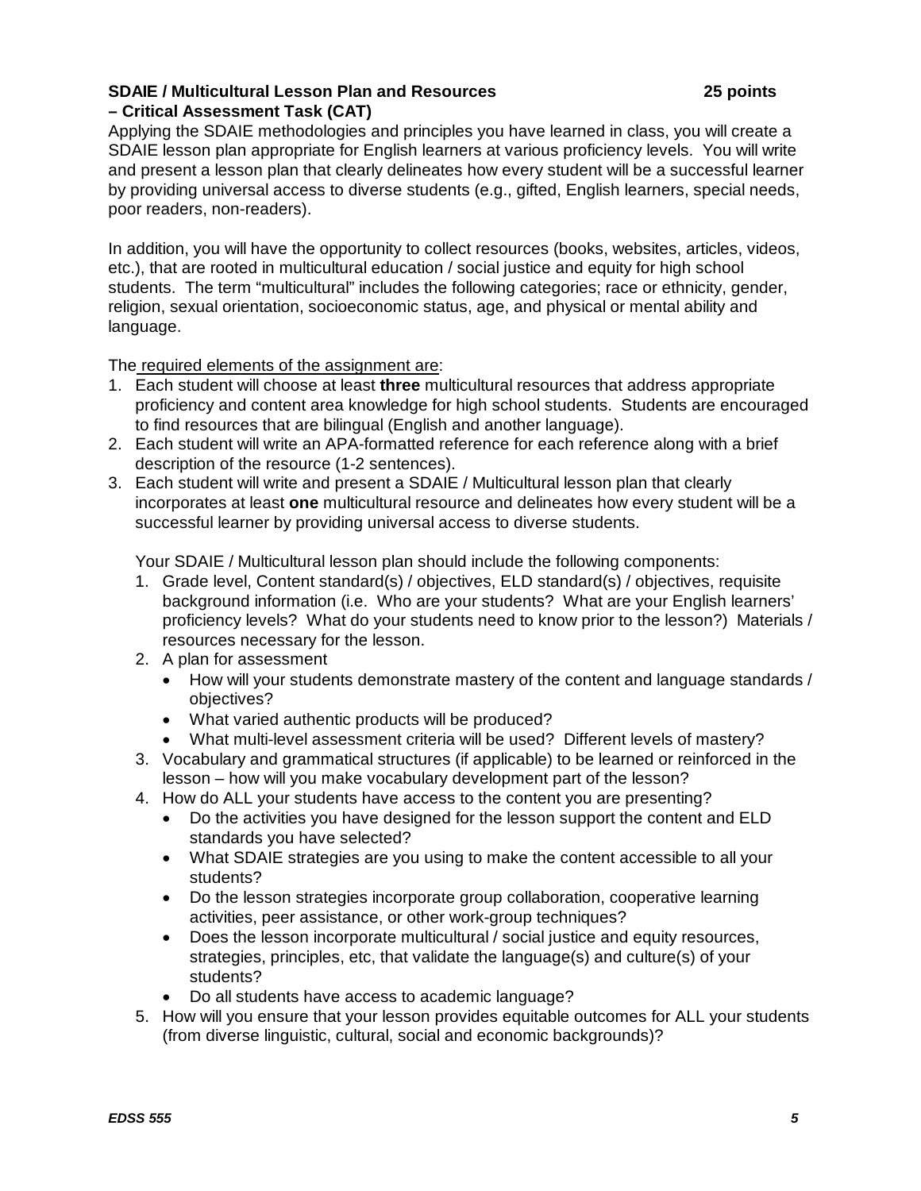**SDAIE / Multicultural Lesson Plan and Resources 25 points – Critical Assessment Task (CAT)**

Applying the SDAIE methodologies and principles you have learned in class, you will create a SDAIE lesson plan appropriate for English learners at various proficiency levels. You will write and present a lesson plan that clearly delineates how every student will be a successful learner by providing universal access to diverse students (e.g., gifted, English learners, special needs, poor readers, non-readers).

In addition, you will have the opportunity to collect resources (books, websites, articles, videos, etc.), that are rooted in multicultural education / social justice and equity for high school students. The term "multicultural" includes the following categories; race or ethnicity, gender, religion, sexual orientation, socioeconomic status, age, and physical or mental ability and language.

The required elements of the assignment are:

1. Each student will choose at least **three** multicultural resources that address appropriate proficiency and content area knowledge for high school students. Students are encouraged to find resources that are bilingual (English and another language).
2. Each student will write an APA-formatted reference for each reference along with a brief description of the resource (1-2 sentences).
3. Each student will write and present a SDAIE / Multicultural lesson plan that clearly incorporates at least **one** multicultural resource and delineates how every student will be a successful learner by providing universal access to diverse students.

   Your SDAIE / Multicultural lesson plan should include the following components:

   1. Grade level, Content standard(s) / objectives, ELD standard(s) / objectives, requisite background information (i.e. Who are your students? What are your English learners' proficiency levels? What do your students need to know prior to the lesson?) Materials / resources necessary for the lesson.
   2. A plan for assessment
      - How will your students demonstrate mastery of the content and language standards / objectives?
      - What varied authentic products will be produced?
      - What multi-level assessment criteria will be used? Different levels of mastery?
   3. Vocabulary and grammatical structures (if applicable) to be learned or reinforced in the lesson – how will you make vocabulary development part of the lesson?
   4. How do ALL your students have access to the content you are presenting?
      - Do the activities you have designed for the lesson support the content and ELD standards you have selected?
      - What SDAIE strategies are you using to make the content accessible to all your students?
      - Do the lesson strategies incorporate group collaboration, cooperative learning activities, peer assistance, or other work-group techniques?
      - Does the lesson incorporate multicultural / social justice and equity resources, strategies, principles, etc, that validate the language(s) and culture(s) of your students?
      - Do all students have access to academic language?
   5. How will you ensure that your lesson provides equitable outcomes for ALL your students (from diverse linguistic, cultural, social and economic backgrounds)?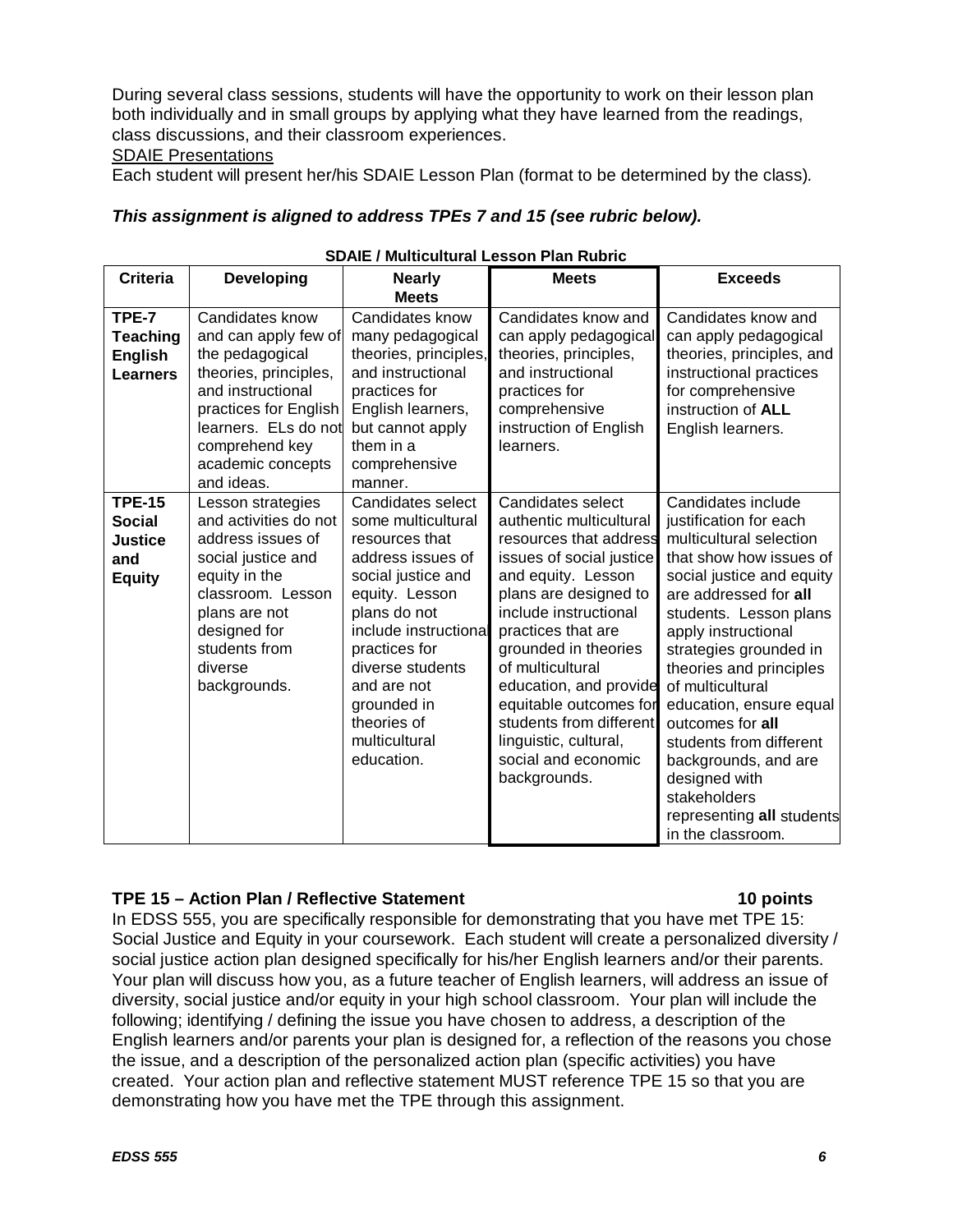During several class sessions, students will have the opportunity to work on their lesson plan both individually and in small groups by applying what they have learned from the readings, class discussions, and their classroom experiences.

<u>SDAIE Presentations</u>

Each student will present her/his SDAIE Lesson Plan (format to be determined by the class).

***This assignment is aligned to address TPEs 7 and 15 (see rubric below).***

**SDAIE / Multicultural Lesson Plan Rubric**

| Criteria | Developing | Nearly Meets | Meets | Exceeds |
|---|---|---|---|---|
| **TPE-7 Teaching English Learners** | Candidates know and can apply few of the pedagogical theories, principles, and instructional practices for English learners. ELs do not comprehend key academic concepts and ideas. | Candidates know many pedagogical theories, principles, and instructional practices for English learners, but cannot apply them in a comprehensive manner. | Candidates know and can apply pedagogical theories, principles, and instructional practices for comprehensive instruction of English learners. | Candidates know and can apply pedagogical theories, principles, and instructional practices for comprehensive instruction of **ALL** English learners. |
| **TPE-15 Social Justice and Equity** | Lesson strategies and activities do not address issues of social justice and equity in the classroom. Lesson plans are not designed for students from diverse backgrounds. | Candidates select some multicultural resources that address issues of social justice and equity. Lesson plans do not include instructional practices for diverse students and are not grounded in theories of multicultural education. | Candidates select authentic multicultural resources that address issues of social justice and equity. Lesson plans are designed to include instructional practices that are grounded in theories of multicultural education, and provide equitable outcomes for students from different linguistic, cultural, social and economic backgrounds. | Candidates include justification for each multicultural selection that show how issues of social justice and equity are addressed for **all** students. Lesson plans apply instructional strategies grounded in theories and principles of multicultural education, ensure equal outcomes for **all** students from different backgrounds, and are designed with stakeholders representing **all** students in the classroom. |

**TPE 15 – Action Plan / Reflective Statement — 10 points**

In EDSS 555, you are specifically responsible for demonstrating that you have met TPE 15: Social Justice and Equity in your coursework. Each student will create a personalized diversity / social justice action plan designed specifically for his/her English learners and/or their parents. Your plan will discuss how you, as a future teacher of English learners, will address an issue of diversity, social justice and/or equity in your high school classroom. Your plan will include the following; identifying / defining the issue you have chosen to address, a description of the English learners and/or parents your plan is designed for, a reflection of the reasons you chose the issue, and a description of the personalized action plan (specific activities) you have created. Your action plan and reflective statement MUST reference TPE 15 so that you are demonstrating how you have met the TPE through this assignment.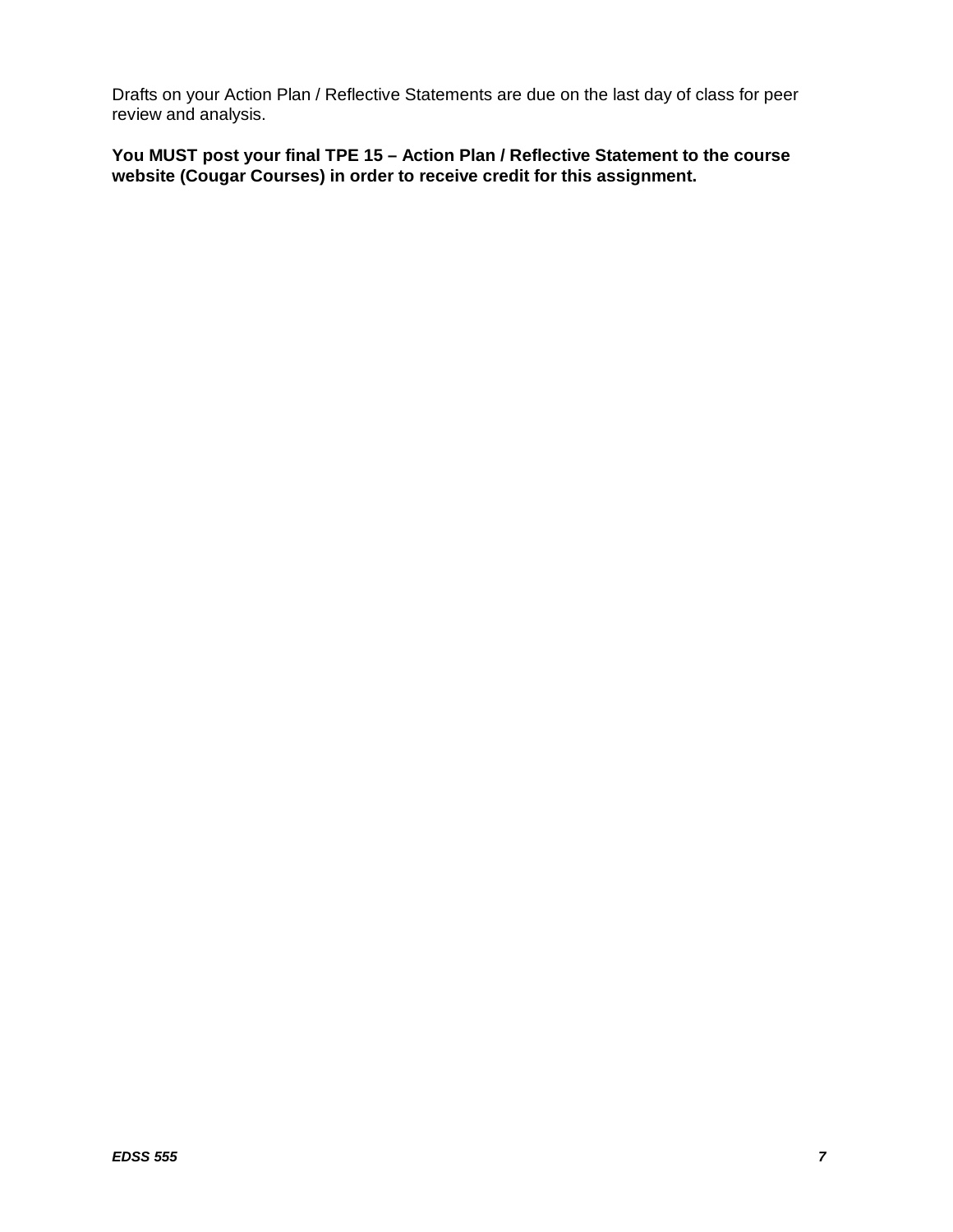Drafts on your Action Plan / Reflective Statements are due on the last day of class for peer review and analysis.

**You MUST post your final TPE 15 – Action Plan / Reflective Statement to the course website (Cougar Courses) in order to receive credit for this assignment.**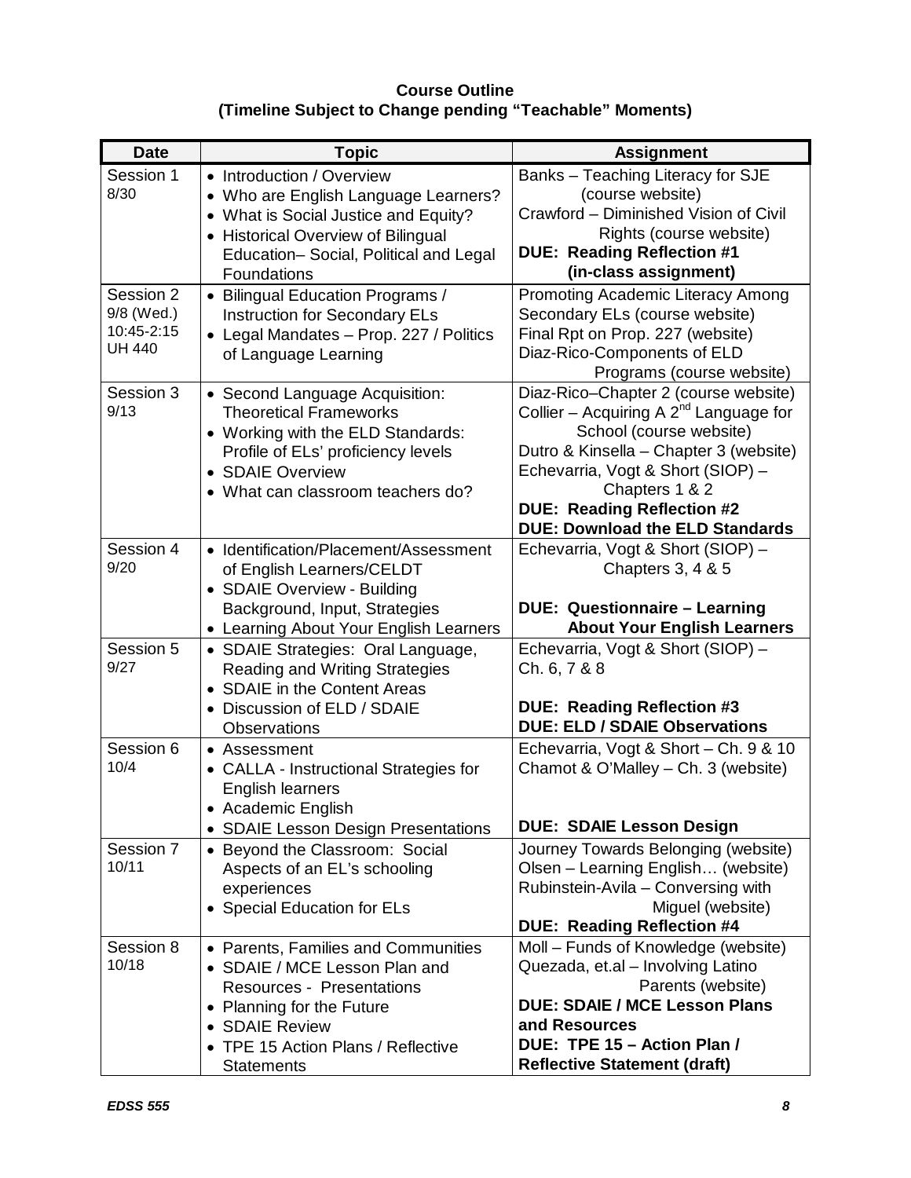**Course Outline**
**(Timeline Subject to Change pending "Teachable" Moments)**

| Date | Topic | Assignment |
|---|---|---|
| Session 1<br>8/30 | • Introduction / Overview<br>• Who are English Language Learners?<br>• What is Social Justice and Equity?<br>• Historical Overview of Bilingual Education– Social, Political and Legal Foundations | Banks – Teaching Literacy for SJE (course website)<br>Crawford – Diminished Vision of Civil Rights (course website)<br>**DUE: Reading Reflection #1 (in-class assignment)** |
| Session 2<br>9/8 (Wed.)<br>10:45-2:15<br>UH 440 | • Bilingual Education Programs / Instruction for Secondary ELs<br>• Legal Mandates – Prop. 227 / Politics of Language Learning | Promoting Academic Literacy Among Secondary ELs (course website)<br>Final Rpt on Prop. 227 (website)<br>Diaz-Rico-Components of ELD Programs (course website) |
| Session 3<br>9/13 | • Second Language Acquisition: Theoretical Frameworks<br>• Working with the ELD Standards: Profile of ELs' proficiency levels<br>• SDAIE Overview<br>• What can classroom teachers do? | Diaz-Rico–Chapter 2 (course website)<br>Collier – Acquiring A 2nd Language for School (course website)<br>Dutro & Kinsella – Chapter 3 (website)<br>Echevarria, Vogt & Short (SIOP) – Chapters 1 & 2<br>**DUE: Reading Reflection #2**<br>**DUE: Download the ELD Standards** |
| Session 4<br>9/20 | • Identification/Placement/Assessment of English Learners/CELDT<br>• SDAIE Overview - Building Background, Input, Strategies<br>• Learning About Your English Learners | Echevarria, Vogt & Short (SIOP) – Chapters 3, 4 & 5<br>**DUE: Questionnaire – Learning About Your English Learners** |
| Session 5<br>9/27 | • SDAIE Strategies: Oral Language, Reading and Writing Strategies<br>• SDAIE in the Content Areas<br>• Discussion of ELD / SDAIE Observations | Echevarria, Vogt & Short (SIOP) – Ch. 6, 7 & 8<br>**DUE: Reading Reflection #3**<br>**DUE: ELD / SDAIE Observations** |
| Session 6<br>10/4 | • Assessment<br>• CALLA - Instructional Strategies for English learners<br>• Academic English<br>• SDAIE Lesson Design Presentations | Echevarria, Vogt & Short – Ch. 9 & 10<br>Chamot & O'Malley – Ch. 3 (website)<br>**DUE: SDAIE Lesson Design** |
| Session 7<br>10/11 | • Beyond the Classroom: Social Aspects of an EL's schooling experiences<br>• Special Education for ELs | Journey Towards Belonging (website)<br>Olsen – Learning English… (website)<br>Rubinstein-Avila – Conversing with Miguel (website)<br>**DUE: Reading Reflection #4** |
| Session 8<br>10/18 | • Parents, Families and Communities<br>• SDAIE / MCE Lesson Plan and Resources - Presentations<br>• Planning for the Future<br>• SDAIE Review<br>• TPE 15 Action Plans / Reflective Statements | Moll – Funds of Knowledge (website)<br>Quezada, et.al – Involving Latino Parents (website)<br>**DUE: SDAIE / MCE Lesson Plans and Resources**<br>**DUE: TPE 15 – Action Plan / Reflective Statement (draft)** |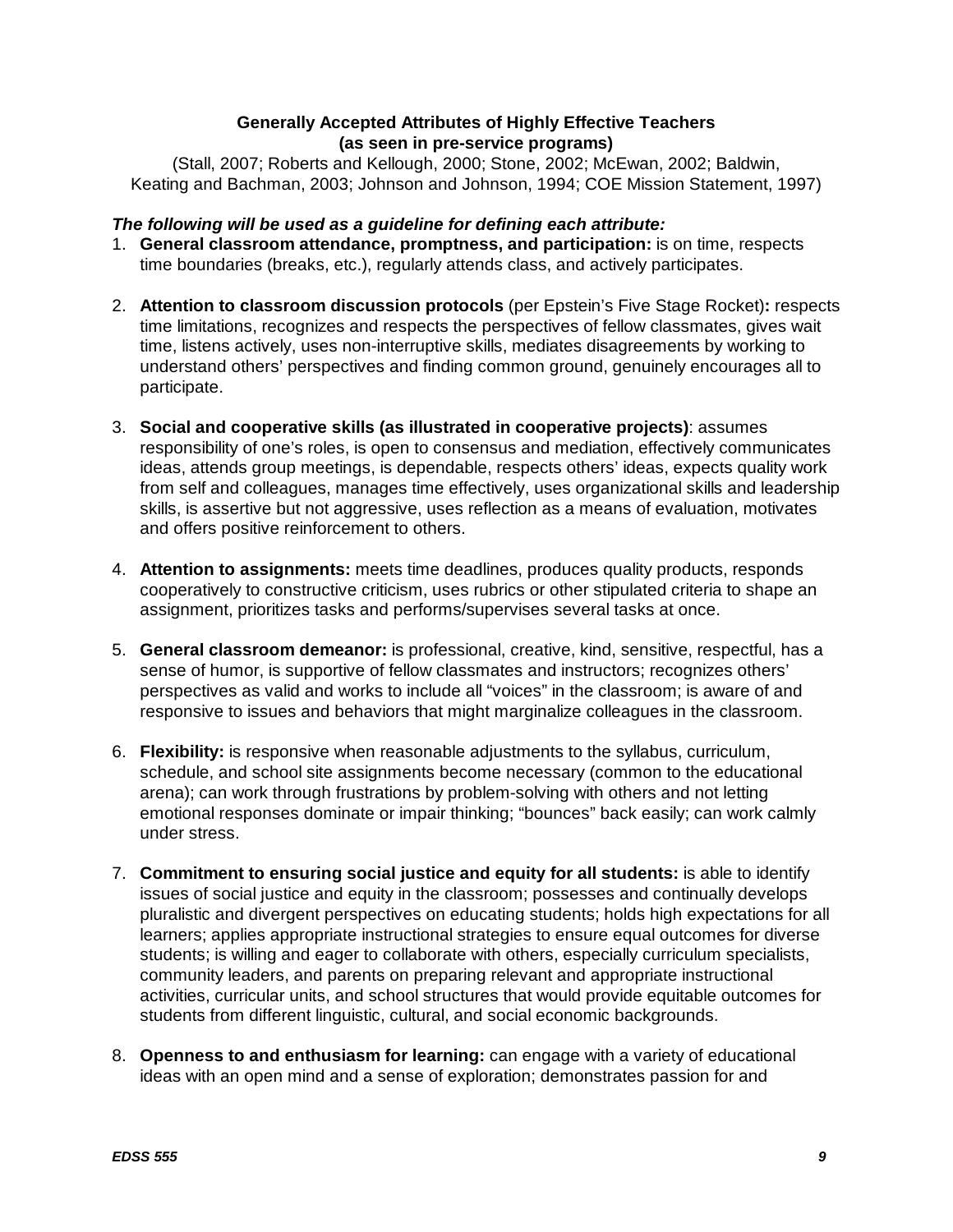**Generally Accepted Attributes of Highly Effective Teachers**
**(as seen in pre-service programs)**

(Stall, 2007; Roberts and Kellough, 2000; Stone, 2002; McEwan, 2002; Baldwin, Keating and Bachman, 2003; Johnson and Johnson, 1994; COE Mission Statement, 1997)

***The following will be used as a guideline for defining each attribute:***

1. **General classroom attendance, promptness, and participation:** is on time, respects time boundaries (breaks, etc.), regularly attends class, and actively participates.

2. **Attention to classroom discussion protocols** (per Epstein's Five Stage Rocket)**:** respects time limitations, recognizes and respects the perspectives of fellow classmates, gives wait time, listens actively, uses non-interruptive skills, mediates disagreements by working to understand others' perspectives and finding common ground, genuinely encourages all to participate.

3. **Social and cooperative skills (as illustrated in cooperative projects)**: assumes responsibility of one's roles, is open to consensus and mediation, effectively communicates ideas, attends group meetings, is dependable, respects others' ideas, expects quality work from self and colleagues, manages time effectively, uses organizational skills and leadership skills, is assertive but not aggressive, uses reflection as a means of evaluation, motivates and offers positive reinforcement to others.

4. **Attention to assignments:** meets time deadlines, produces quality products, responds cooperatively to constructive criticism, uses rubrics or other stipulated criteria to shape an assignment, prioritizes tasks and performs/supervises several tasks at once.

5. **General classroom demeanor:** is professional, creative, kind, sensitive, respectful, has a sense of humor, is supportive of fellow classmates and instructors; recognizes others' perspectives as valid and works to include all "voices" in the classroom; is aware of and responsive to issues and behaviors that might marginalize colleagues in the classroom.

6. **Flexibility:** is responsive when reasonable adjustments to the syllabus, curriculum, schedule, and school site assignments become necessary (common to the educational arena); can work through frustrations by problem-solving with others and not letting emotional responses dominate or impair thinking; "bounces" back easily; can work calmly under stress.

7. **Commitment to ensuring social justice and equity for all students:** is able to identify issues of social justice and equity in the classroom; possesses and continually develops pluralistic and divergent perspectives on educating students; holds high expectations for all learners; applies appropriate instructional strategies to ensure equal outcomes for diverse students; is willing and eager to collaborate with others, especially curriculum specialists, community leaders, and parents on preparing relevant and appropriate instructional activities, curricular units, and school structures that would provide equitable outcomes for students from different linguistic, cultural, and social economic backgrounds.

8. **Openness to and enthusiasm for learning:** can engage with a variety of educational ideas with an open mind and a sense of exploration; demonstrates passion for and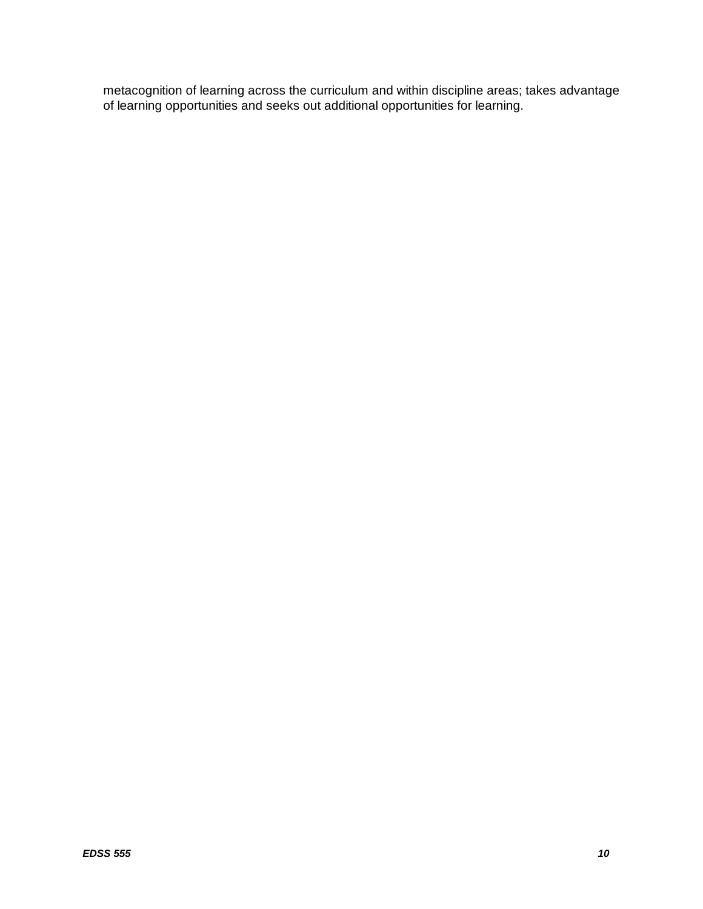metacognition of learning across the curriculum and within discipline areas; takes advantage of learning opportunities and seeks out additional opportunities for learning.